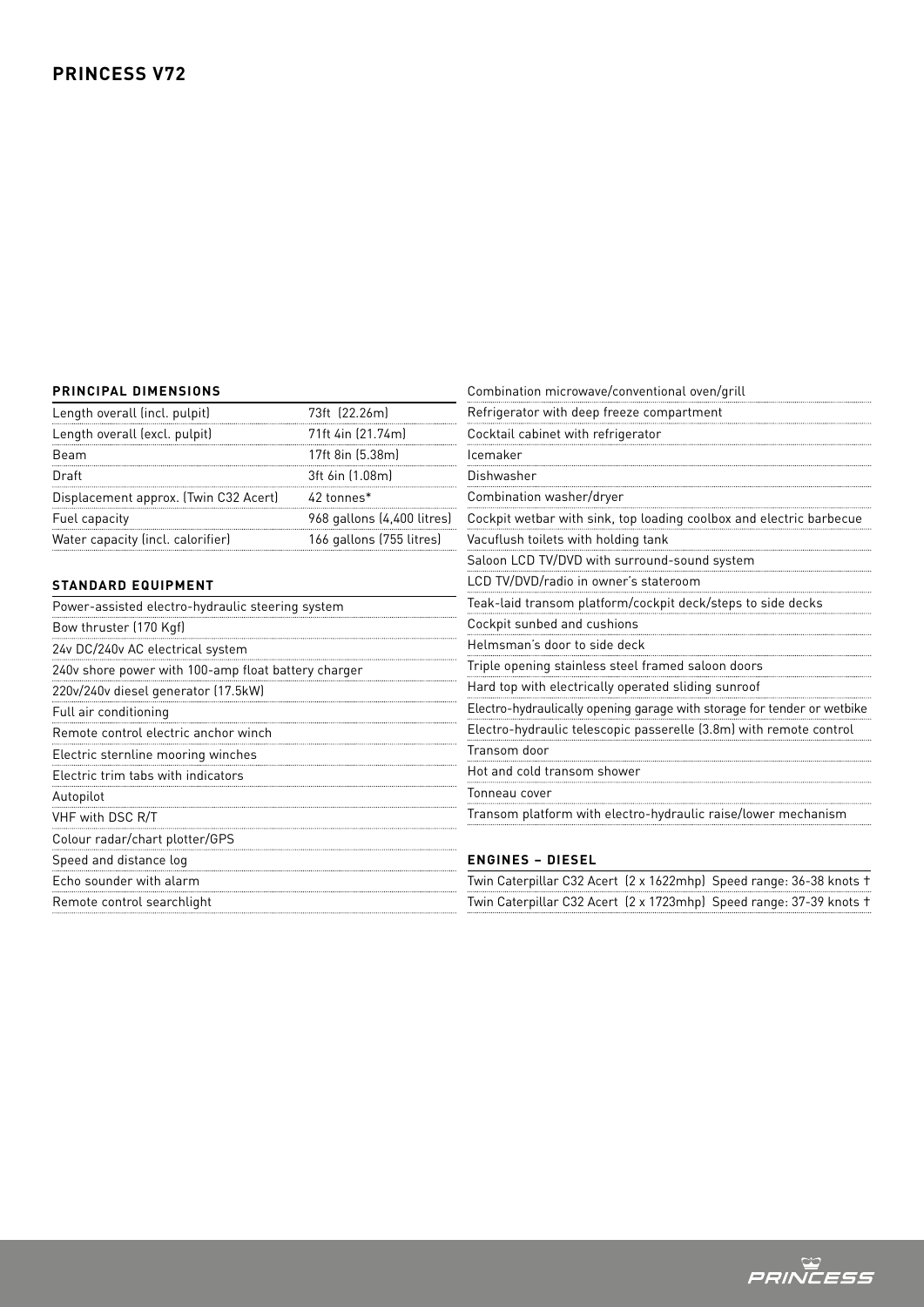# PRINCESS V72

## PRINCIPAL DIMENSIONS

| | |
|---|---|
| Length overall (incl. pulpit) | 73ft (22.26m) |
| Length overall (excl. pulpit) | 71ft 4in (21.74m) |
| Beam | 17ft 8in (5.38m) |
| Draft | 3ft 6in (1.08m) |
| Displacement approx. (Twin C32 Acert) | 42 tonnes* |
| Fuel capacity | 968 gallons (4,400 litres) |
| Water capacity (incl. calorifier) | 166 gallons (755 litres) |

## STANDARD EQUIPMENT

- Power-assisted electro-hydraulic steering system
- Bow thruster (170 Kgf)
- 24v DC/240v AC electrical system
- 240v shore power with 100-amp float battery charger
- 220v/240v diesel generator (17.5kW)
- Full air conditioning
- Remote control electric anchor winch
- Electric sternline mooring winches
- Electric trim tabs with indicators
- Autopilot
- VHF with DSC R/T
- Colour radar/chart plotter/GPS
- Speed and distance log
- Echo sounder with alarm
- Remote control searchlight
- Combination microwave/conventional oven/grill
- Refrigerator with deep freeze compartment
- Cocktail cabinet with refrigerator
- Icemaker
- Dishwasher
- Combination washer/dryer
- Cockpit wetbar with sink, top loading coolbox and electric barbecue
- Vacuflush toilets with holding tank
- Saloon LCD TV/DVD with surround-sound system
- LCD TV/DVD/radio in owner's stateroom
- Teak-laid transom platform/cockpit deck/steps to side decks
- Cockpit sunbed and cushions
- Helmsman's door to side deck
- Triple opening stainless steel framed saloon doors
- Hard top with electrically operated sliding sunroof
- Electro-hydraulically opening garage with storage for tender or wetbike
- Electro-hydraulic telescopic passerelle (3.8m) with remote control
- Transom door
- Hot and cold transom shower
- Tonneau cover
- Transom platform with electro-hydraulic raise/lower mechanism

## ENGINES – DIESEL

| | |
|---|---|
| Twin Caterpillar C32 Acert (2 x 1622mhp) | Speed range: 36-38 knots † |
| Twin Caterpillar C32 Acert (2 x 1723mhp) | Speed range: 37-39 knots † |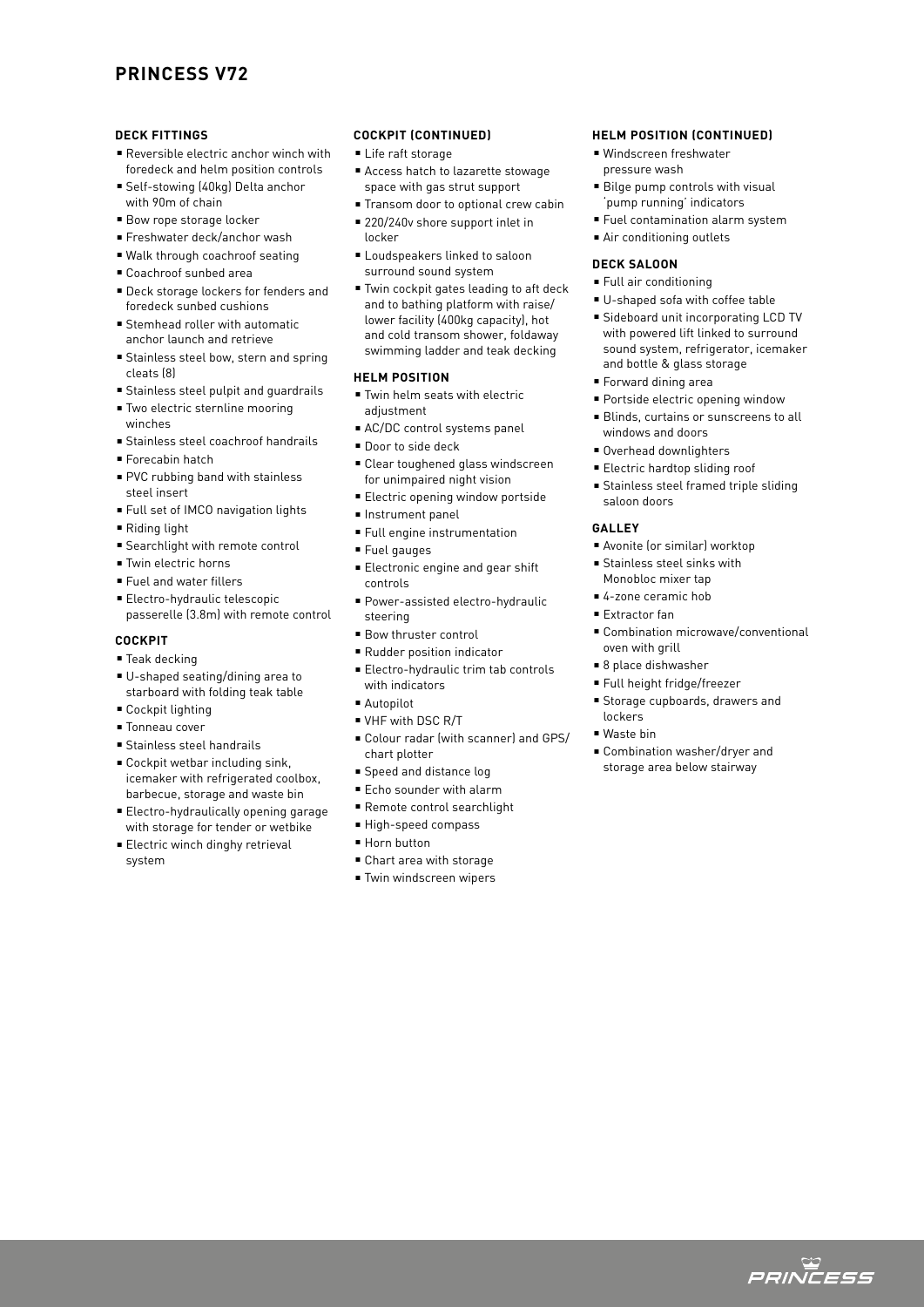# PRINCESS V72

## DECK FITTINGS

- Reversible electric anchor winch with foredeck and helm position controls
- Self-stowing (40kg) Delta anchor with 90m of chain
- Bow rope storage locker
- Freshwater deck/anchor wash
- Walk through coachroof seating
- Coachroof sunbed area
- Deck storage lockers for fenders and foredeck sunbed cushions
- Stemhead roller with automatic anchor launch and retrieve
- Stainless steel bow, stern and spring cleats (8)
- Stainless steel pulpit and guardrails
- Two electric sternline mooring winches
- Stainless steel coachroof handrails
- Forecabin hatch
- PVC rubbing band with stainless steel insert
- Full set of IMCO navigation lights
- Riding light
- Searchlight with remote control
- Twin electric horns
- Fuel and water fillers
- Electro-hydraulic telescopic passerelle (3.8m) with remote control

## COCKPIT

- Teak decking
- U-shaped seating/dining area to starboard with folding teak table
- Cockpit lighting
- Tonneau cover
- Stainless steel handrails
- Cockpit wetbar including sink, icemaker with refrigerated coolbox, barbecue, storage and waste bin
- Electro-hydraulically opening garage with storage for tender or wetbike
- Electric winch dinghy retrieval system

## COCKPIT (CONTINUED)

- Life raft storage
- Access hatch to lazarette stowage space with gas strut support
- Transom door to optional crew cabin
- 220/240v shore support inlet in locker
- Loudspeakers linked to saloon surround sound system
- Twin cockpit gates leading to aft deck and to bathing platform with raise/lower facility (400kg capacity), hot and cold transom shower, foldaway swimming ladder and teak decking

## HELM POSITION

- Twin helm seats with electric adjustment
- AC/DC control systems panel
- Door to side deck
- Clear toughened glass windscreen for unimpaired night vision
- Electric opening window portside
- Instrument panel
- Full engine instrumentation
- Fuel gauges
- Electronic engine and gear shift controls
- Power-assisted electro-hydraulic steering
- Bow thruster control
- Rudder position indicator
- Electro-hydraulic trim tab controls with indicators
- Autopilot
- VHF with DSC R/T
- Colour radar (with scanner) and GPS/chart plotter
- Speed and distance log
- Echo sounder with alarm
- Remote control searchlight
- High-speed compass
- Horn button
- Chart area with storage
- Twin windscreen wipers

## HELM POSITION (CONTINUED)

- Windscreen freshwater pressure wash
- Bilge pump controls with visual 'pump running' indicators
- Fuel contamination alarm system
- Air conditioning outlets

## DECK SALOON

- Full air conditioning
- U-shaped sofa with coffee table
- Sideboard unit incorporating LCD TV with powered lift linked to surround sound system, refrigerator, icemaker and bottle & glass storage
- Forward dining area
- Portside electric opening window
- Blinds, curtains or sunscreens to all windows and doors
- Overhead downlighters
- Electric hardtop sliding roof
- Stainless steel framed triple sliding saloon doors

## GALLEY

- Avonite (or similar) worktop
- Stainless steel sinks with Monobloc mixer tap
- 4-zone ceramic hob
- Extractor fan
- Combination microwave/conventional oven with grill
- 8 place dishwasher
- Full height fridge/freezer
- Storage cupboards, drawers and lockers
- Waste bin
- Combination washer/dryer and storage area below stairway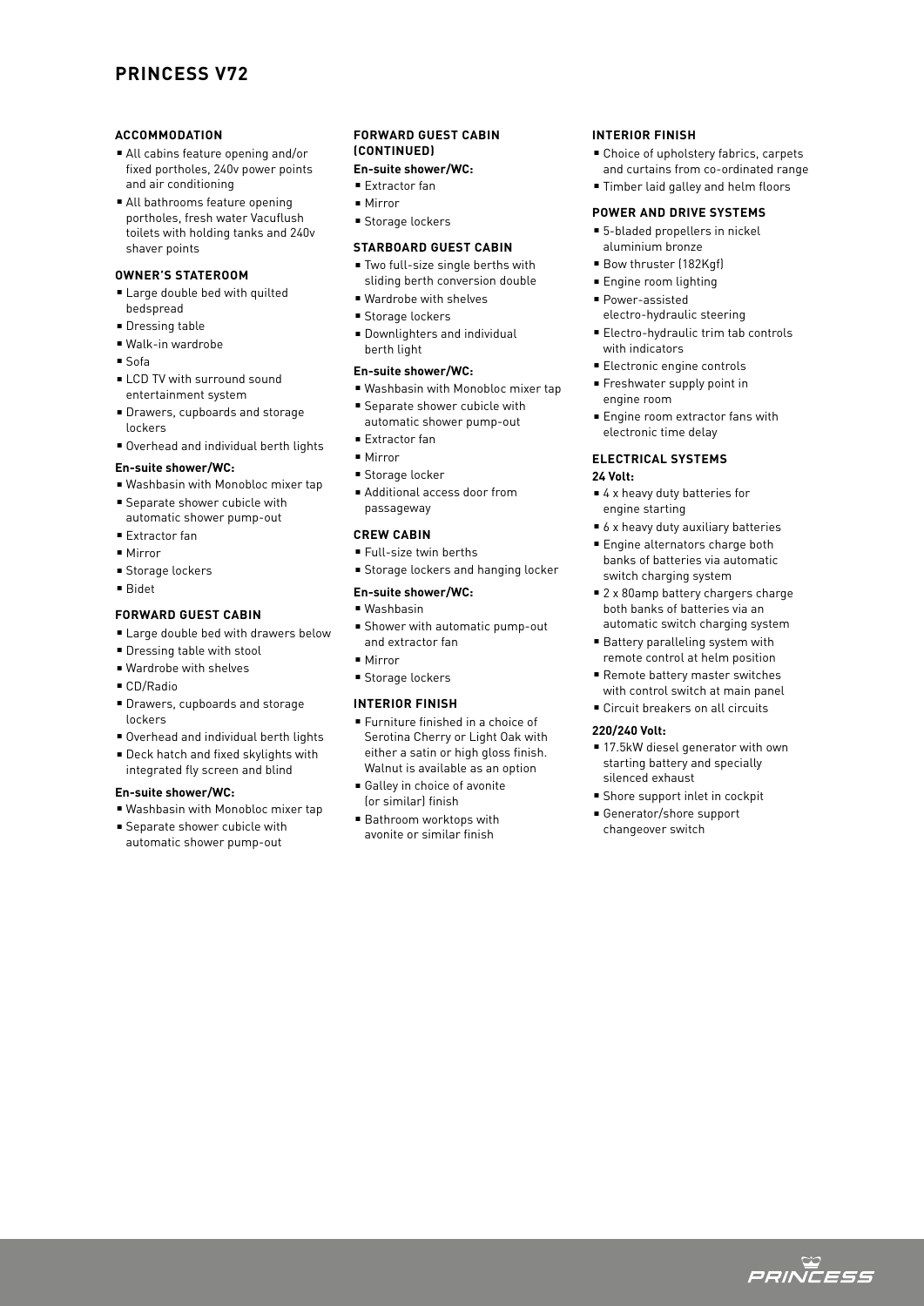# PRINCESS V72

## ACCOMMODATION

- All cabins feature opening and/or fixed portholes, 240v power points and air conditioning
- All bathrooms feature opening portholes, fresh water Vacuflush toilets with holding tanks and 240v shaver points

## OWNER'S STATEROOM

- Large double bed with quilted bedspread
- Dressing table
- Walk-in wardrobe
- Sofa
- LCD TV with surround sound entertainment system
- Drawers, cupboards and storage lockers
- Overhead and individual berth lights

**En-suite shower/WC:**

- Washbasin with Monobloc mixer tap
- Separate shower cubicle with automatic shower pump-out
- Extractor fan
- Mirror
- Storage lockers
- Bidet

## FORWARD GUEST CABIN

- Large double bed with drawers below
- Dressing table with stool
- Wardrobe with shelves
- CD/Radio
- Drawers, cupboards and storage lockers
- Overhead and individual berth lights
- Deck hatch and fixed skylights with integrated fly screen and blind

**En-suite shower/WC:**

- Washbasin with Monobloc mixer tap
- Separate shower cubicle with automatic shower pump-out

## FORWARD GUEST CABIN (CONTINUED)

**En-suite shower/WC:**

- Extractor fan
- Mirror
- Storage lockers

## STARBOARD GUEST CABIN

- Two full-size single berths with sliding berth conversion double
- Wardrobe with shelves
- Storage lockers
- Downlighters and individual berth light

**En-suite shower/WC:**

- Washbasin with Monobloc mixer tap
- Separate shower cubicle with automatic shower pump-out
- Extractor fan
- Mirror
- Storage locker
- Additional access door from passageway

## CREW CABIN

- Full-size twin berths
- Storage lockers and hanging locker

**En-suite shower/WC:**

- Washbasin
- Shower with automatic pump-out and extractor fan
- Mirror
- Storage lockers

## INTERIOR FINISH

- Furniture finished in a choice of Serotina Cherry or Light Oak with either a satin or high gloss finish. Walnut is available as an option
- Galley in choice of avonite (or similar) finish
- Bathroom worktops with avonite or similar finish

## INTERIOR FINISH

- Choice of upholstery fabrics, carpets and curtains from co-ordinated range
- Timber laid galley and helm floors

## POWER AND DRIVE SYSTEMS

- 5-bladed propellers in nickel aluminium bronze
- Bow thruster (182Kgf)
- Engine room lighting
- Power-assisted electro-hydraulic steering
- Electro-hydraulic trim tab controls with indicators
- Electronic engine controls
- Freshwater supply point in engine room
- Engine room extractor fans with electronic time delay

## ELECTRICAL SYSTEMS

**24 Volt:**

- 4 x heavy duty batteries for engine starting
- 6 x heavy duty auxiliary batteries
- Engine alternators charge both banks of batteries via automatic switch charging system
- 2 x 80amp battery chargers charge both banks of batteries via an automatic switch charging system
- Battery paralleling system with remote control at helm position
- Remote battery master switches with control switch at main panel
- Circuit breakers on all circuits

**220/240 Volt:**

- 17.5kW diesel generator with own starting battery and specially silenced exhaust
- Shore support inlet in cockpit
- Generator/shore support changeover switch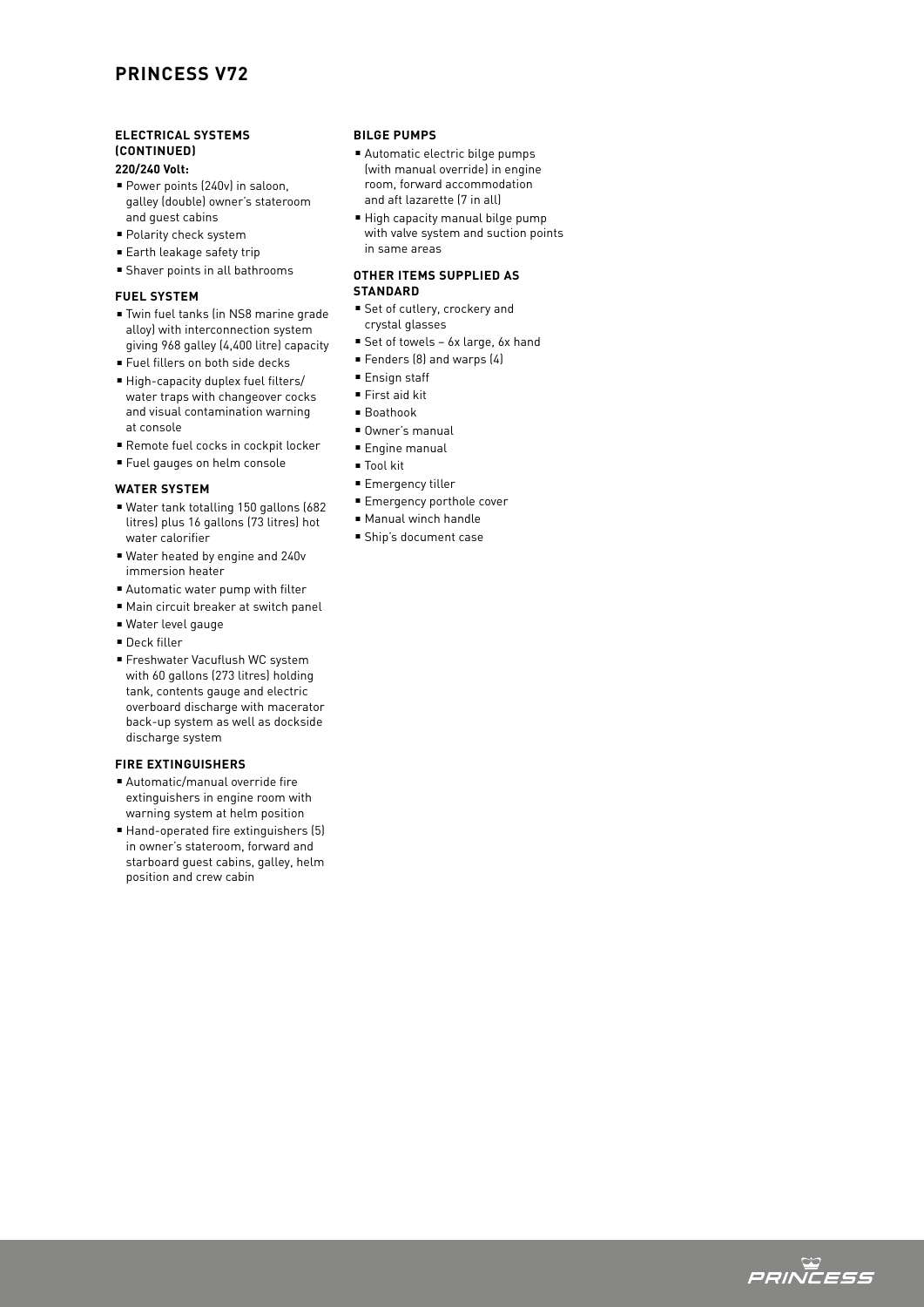# PRINCESS V72

### ELECTRICAL SYSTEMS (CONTINUED)

**220/240 Volt:**

- Power points (240v) in saloon, galley (double) owner's stateroom and guest cabins
- Polarity check system
- Earth leakage safety trip
- Shaver points in all bathrooms

### FUEL SYSTEM

- Twin fuel tanks (in NS8 marine grade alloy) with interconnection system giving 968 galley (4,400 litre) capacity
- Fuel fillers on both side decks
- High-capacity duplex fuel filters/ water traps with changeover cocks and visual contamination warning at console
- Remote fuel cocks in cockpit locker
- Fuel gauges on helm console

### WATER SYSTEM

- Water tank totalling 150 gallons (682 litres) plus 16 gallons (73 litres) hot water calorifier
- Water heated by engine and 240v immersion heater
- Automatic water pump with filter
- Main circuit breaker at switch panel
- Water level gauge
- Deck filler
- Freshwater Vacuflush WC system with 60 gallons (273 litres) holding tank, contents gauge and electric overboard discharge with macerator back-up system as well as dockside discharge system

### FIRE EXTINGUISHERS

- Automatic/manual override fire extinguishers in engine room with warning system at helm position
- Hand-operated fire extinguishers (5) in owner's stateroom, forward and starboard guest cabins, galley, helm position and crew cabin

### BILGE PUMPS

- Automatic electric bilge pumps (with manual override) in engine room, forward accommodation and aft lazarette (7 in all)
- High capacity manual bilge pump with valve system and suction points in same areas

### OTHER ITEMS SUPPLIED AS STANDARD

- Set of cutlery, crockery and crystal glasses
- Set of towels – 6x large, 6x hand
- Fenders (8) and warps (4)
- Ensign staff
- First aid kit
- Boathook
- Owner's manual
- Engine manual
- Tool kit
- Emergency tiller
- Emergency porthole cover
- Manual winch handle
- Ship's document case